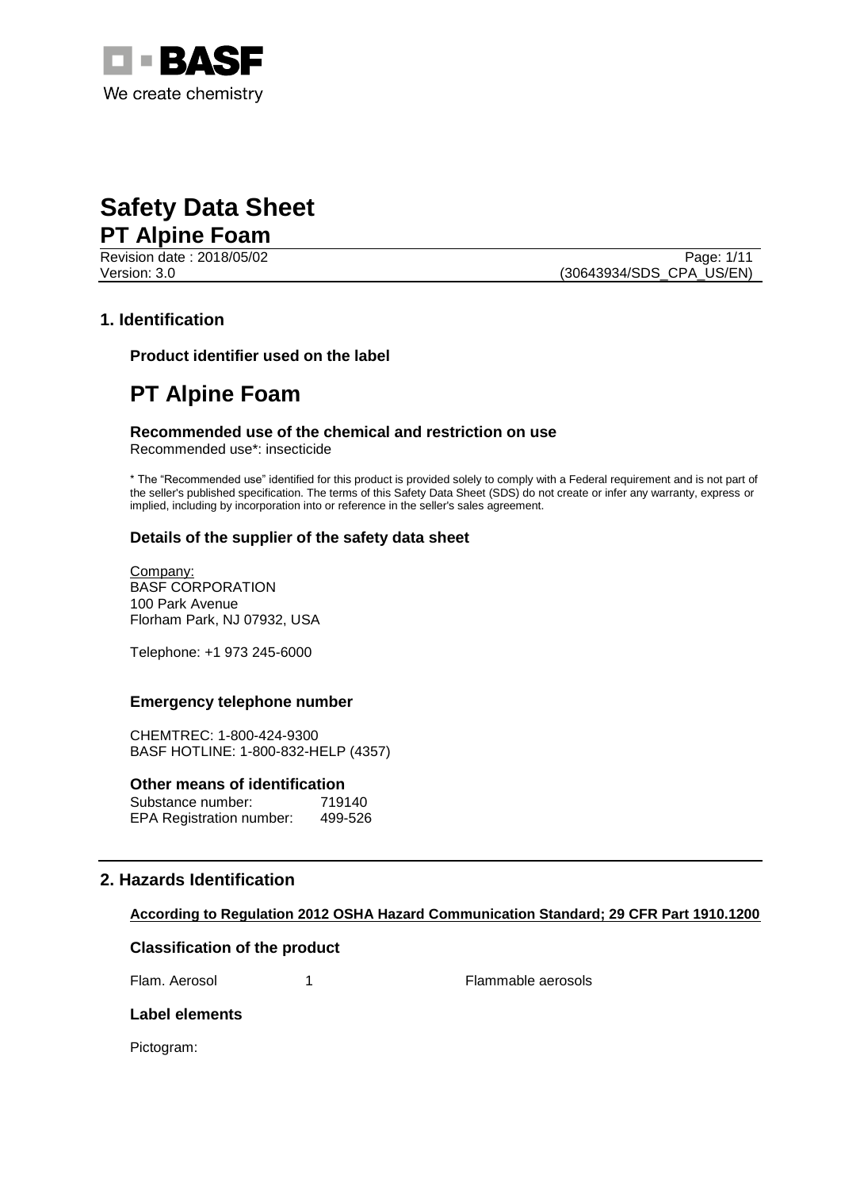# Safety Data Sheet

## PT Alpine Foam

Revision date : 2018/05/02
Version: 3.0
(30643934/SDS_CPA_US/EN)

## 1. Identification

### Product identifier used on the label

# PT Alpine Foam

### Recommended use of the chemical and restriction on use

Recommended use*: insecticide

* The "Recommended use" identified for this product is provided solely to comply with a Federal requirement and is not part of the seller's published specification. The terms of this Safety Data Sheet (SDS) do not create or infer any warranty, express or implied, including by incorporation into or reference in the seller's sales agreement.

### Details of the supplier of the safety data sheet

Company:
BASF CORPORATION
100 Park Avenue
Florham Park, NJ 07932, USA

Telephone: +1 973 245-6000

### Emergency telephone number

CHEMTREC: 1-800-424-9300
BASF HOTLINE: 1-800-832-HELP (4357)

### Other means of identification

| | |
|---|---|
| Substance number: | 719140 |
| EPA Registration number: | 499-526 |

## 2. Hazards Identification

**According to Regulation 2012 OSHA Hazard Communication Standard; 29 CFR Part 1910.1200**

### Classification of the product

| | | |
|---|---|---|
| Flam. Aerosol | 1 | Flammable aerosols |

### Label elements

Pictogram: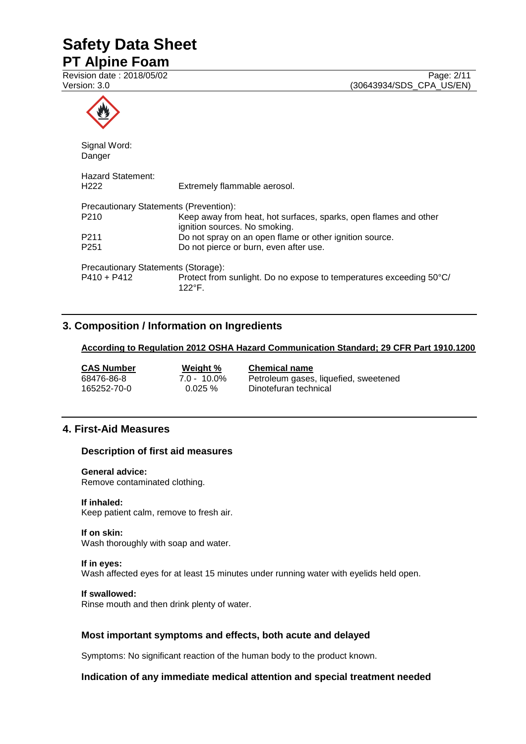Signal Word:
Danger

Hazard Statement:

| | |
|---|---|
| H222 | Extremely flammable aerosol. |

Precautionary Statements (Prevention):

| | |
|---|---|
| P210 | Keep away from heat, hot surfaces, sparks, open flames and other ignition sources. No smoking. |
| P211 | Do not spray on an open flame or other ignition source. |
| P251 | Do not pierce or burn, even after use. |

Precautionary Statements (Storage):

| | |
|---|---|
| P410 + P412 | Protect from sunlight. Do no expose to temperatures exceeding 50°C/ 122°F. |

## 3. Composition / Information on Ingredients

**According to Regulation 2012 OSHA Hazard Communication Standard; 29 CFR Part 1910.1200**

| CAS Number | Weight % | Chemical name |
|---|---|---|
| 68476-86-8 | 7.0 - 10.0% | Petroleum gases, liquefied, sweetened |
| 165252-70-0 | 0.025 % | Dinotefuran technical |

## 4. First-Aid Measures

### Description of first aid measures

**General advice:**
Remove contaminated clothing.

**If inhaled:**
Keep patient calm, remove to fresh air.

**If on skin:**
Wash thoroughly with soap and water.

**If in eyes:**
Wash affected eyes for at least 15 minutes under running water with eyelids held open.

**If swallowed:**
Rinse mouth and then drink plenty of water.

### Most important symptoms and effects, both acute and delayed

Symptoms: No significant reaction of the human body to the product known.

### Indication of any immediate medical attention and special treatment needed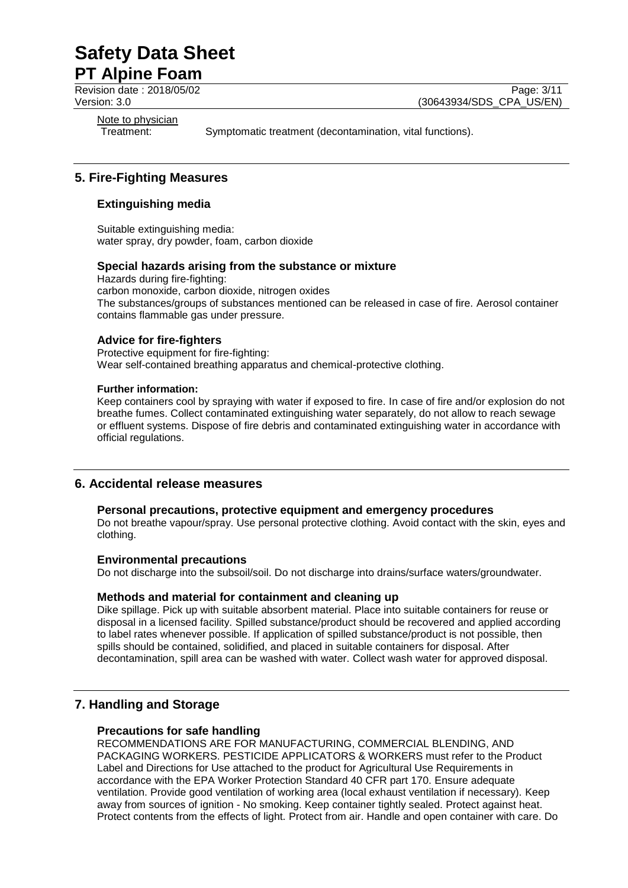Note to physician

Treatment: Symptomatic treatment (decontamination, vital functions).

## 5. Fire-Fighting Measures

### Extinguishing media

Suitable extinguishing media:
water spray, dry powder, foam, carbon dioxide

### Special hazards arising from the substance or mixture

Hazards during fire-fighting:
carbon monoxide, carbon dioxide, nitrogen oxides
The substances/groups of substances mentioned can be released in case of fire. Aerosol container contains flammable gas under pressure.

### Advice for fire-fighters

Protective equipment for fire-fighting:
Wear self-contained breathing apparatus and chemical-protective clothing.

**Further information:**

Keep containers cool by spraying with water if exposed to fire. In case of fire and/or explosion do not breathe fumes. Collect contaminated extinguishing water separately, do not allow to reach sewage or effluent systems. Dispose of fire debris and contaminated extinguishing water in accordance with official regulations.

## 6. Accidental release measures

### Personal precautions, protective equipment and emergency procedures

Do not breathe vapour/spray. Use personal protective clothing. Avoid contact with the skin, eyes and clothing.

### Environmental precautions

Do not discharge into the subsoil/soil. Do not discharge into drains/surface waters/groundwater.

### Methods and material for containment and cleaning up

Dike spillage. Pick up with suitable absorbent material. Place into suitable containers for reuse or disposal in a licensed facility. Spilled substance/product should be recovered and applied according to label rates whenever possible. If application of spilled substance/product is not possible, then spills should be contained, solidified, and placed in suitable containers for disposal. After decontamination, spill area can be washed with water. Collect wash water for approved disposal.

## 7. Handling and Storage

### Precautions for safe handling

RECOMMENDATIONS ARE FOR MANUFACTURING, COMMERCIAL BLENDING, AND PACKAGING WORKERS. PESTICIDE APPLICATORS & WORKERS must refer to the Product Label and Directions for Use attached to the product for Agricultural Use Requirements in accordance with the EPA Worker Protection Standard 40 CFR part 170. Ensure adequate ventilation. Provide good ventilation of working area (local exhaust ventilation if necessary). Keep away from sources of ignition - No smoking. Keep container tightly sealed. Protect against heat. Protect contents from the effects of light. Protect from air. Handle and open container with care. Do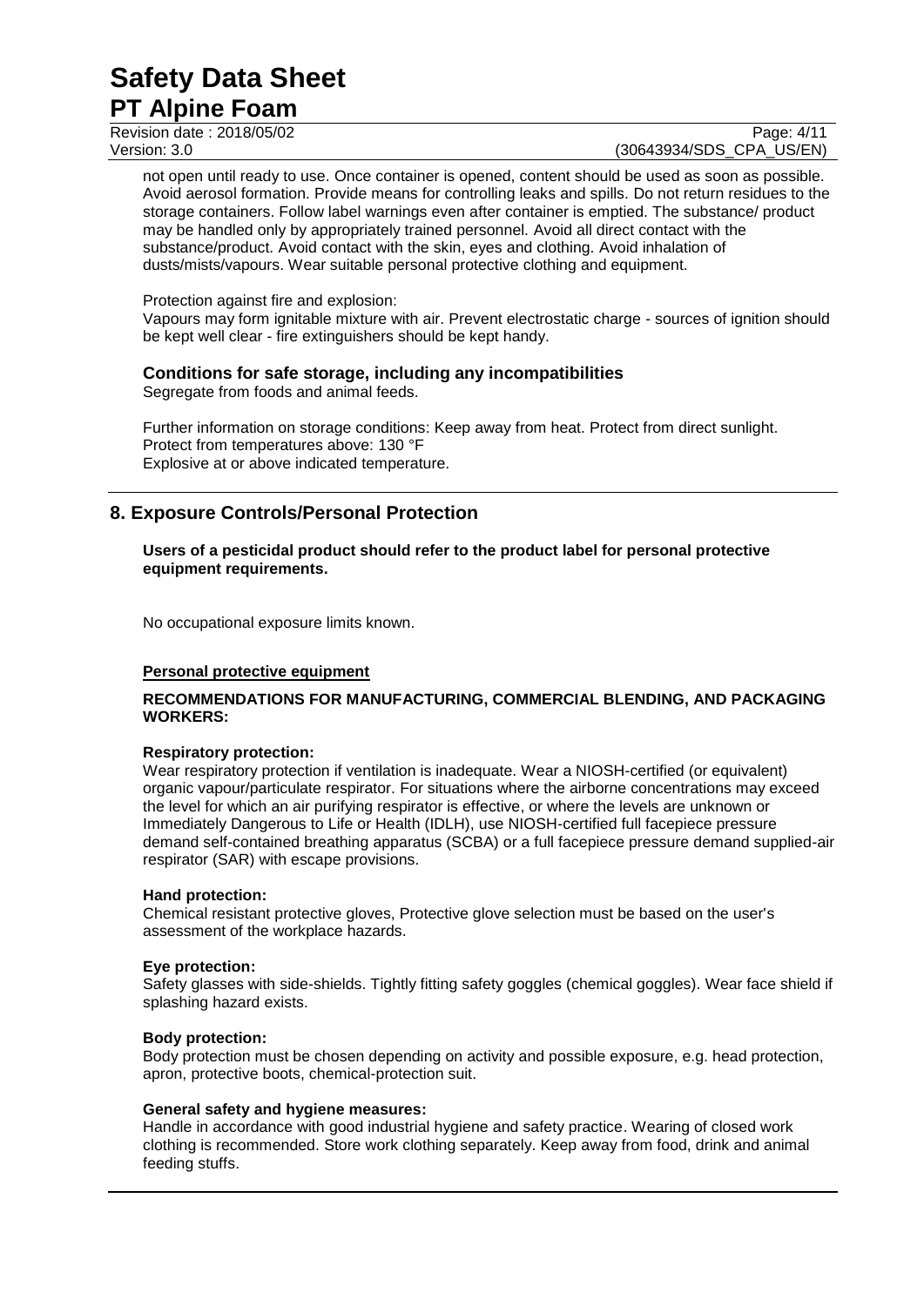not open until ready to use. Once container is opened, content should be used as soon as possible. Avoid aerosol formation. Provide means for controlling leaks and spills. Do not return residues to the storage containers. Follow label warnings even after container is emptied. The substance/ product may be handled only by appropriately trained personnel. Avoid all direct contact with the substance/product. Avoid contact with the skin, eyes and clothing. Avoid inhalation of dusts/mists/vapours. Wear suitable personal protective clothing and equipment.

Protection against fire and explosion:
Vapours may form ignitable mixture with air. Prevent electrostatic charge - sources of ignition should be kept well clear - fire extinguishers should be kept handy.

### Conditions for safe storage, including any incompatibilities

Segregate from foods and animal feeds.

Further information on storage conditions: Keep away from heat. Protect from direct sunlight.
Protect from temperatures above: 130 °F
Explosive at or above indicated temperature.

## 8. Exposure Controls/Personal Protection

**Users of a pesticidal product should refer to the product label for personal protective equipment requirements.**

No occupational exposure limits known.

**Personal protective equipment**

**RECOMMENDATIONS FOR MANUFACTURING, COMMERCIAL BLENDING, AND PACKAGING WORKERS:**

**Respiratory protection:**
Wear respiratory protection if ventilation is inadequate. Wear a NIOSH-certified (or equivalent) organic vapour/particulate respirator. For situations where the airborne concentrations may exceed the level for which an air purifying respirator is effective, or where the levels are unknown or Immediately Dangerous to Life or Health (IDLH), use NIOSH-certified full facepiece pressure demand self-contained breathing apparatus (SCBA) or a full facepiece pressure demand supplied-air respirator (SAR) with escape provisions.

**Hand protection:**
Chemical resistant protective gloves, Protective glove selection must be based on the user's assessment of the workplace hazards.

**Eye protection:**
Safety glasses with side-shields. Tightly fitting safety goggles (chemical goggles). Wear face shield if splashing hazard exists.

**Body protection:**
Body protection must be chosen depending on activity and possible exposure, e.g. head protection, apron, protective boots, chemical-protection suit.

**General safety and hygiene measures:**
Handle in accordance with good industrial hygiene and safety practice. Wearing of closed work clothing is recommended. Store work clothing separately. Keep away from food, drink and animal feeding stuffs.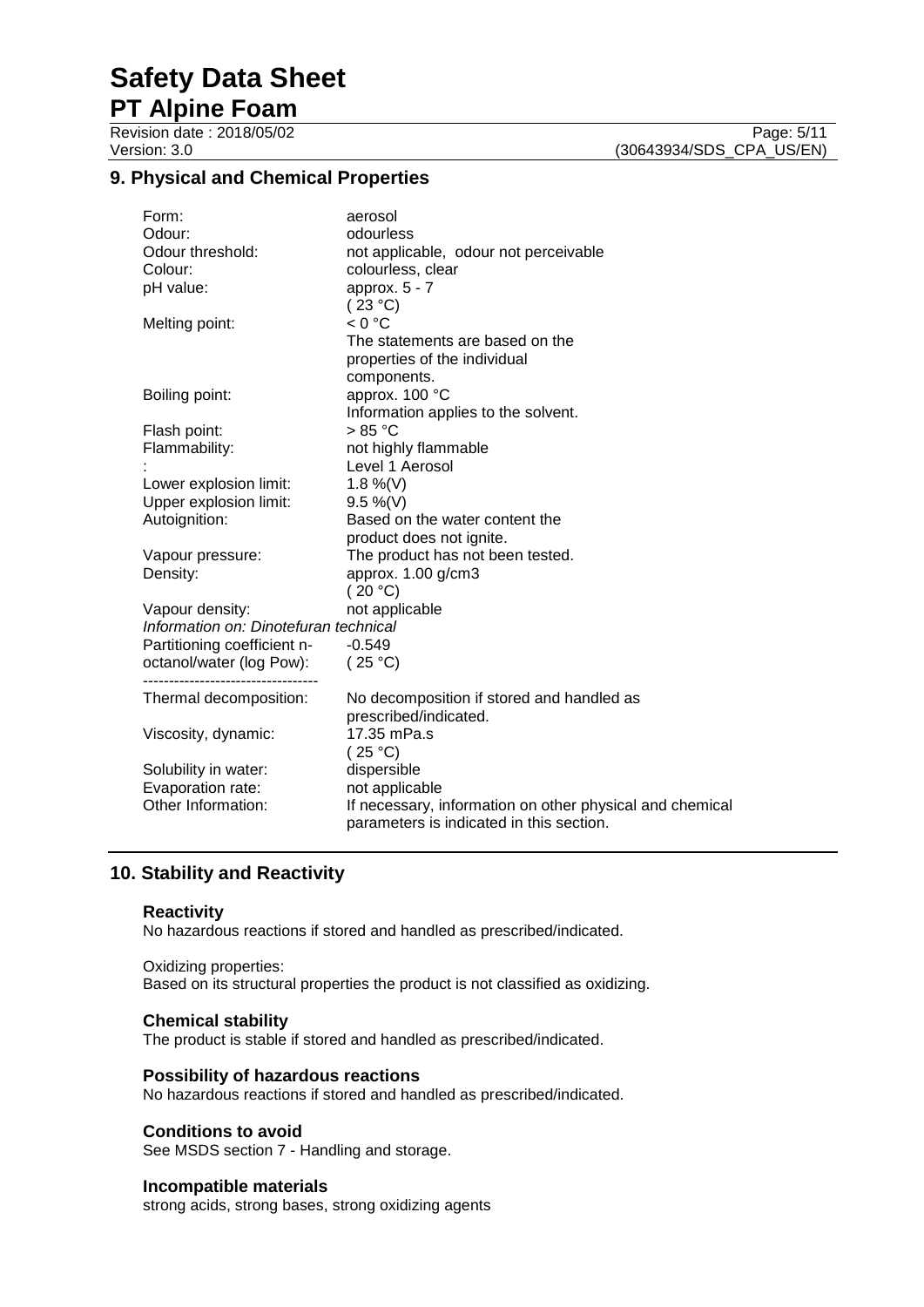## 9. Physical and Chemical Properties

| | |
|---|---|
| Form: | aerosol |
| Odour: | odourless |
| Odour threshold: | not applicable, odour not perceivable |
| Colour: | colourless, clear |
| pH value: | approx. 5 - 7<br>( 23 °C) |
| Melting point: | < 0 °C<br>The statements are based on the properties of the individual components. |
| Boiling point: | approx. 100 °C<br>Information applies to the solvent. |
| Flash point: | > 85 °C |
| Flammability: | not highly flammable |
| : | Level 1 Aerosol |
| Lower explosion limit: | 1.8 %(V) |
| Upper explosion limit: | 9.5 %(V) |
| Autoignition: | Based on the water content the product does not ignite. |
| Vapour pressure: | The product has not been tested. |
| Density: | approx. 1.00 g/cm3<br>( 20 °C) |
| Vapour density: | not applicable |
| *Information on: Dinotefuran technical* | |
| Partitioning coefficient n-octanol/water (log Pow): | -0.549<br>( 25 °C) |
| ---------------------------------- | |
| Thermal decomposition: | No decomposition if stored and handled as prescribed/indicated. |
| Viscosity, dynamic: | 17.35 mPa.s<br>( 25 °C) |
| Solubility in water: | dispersible |
| Evaporation rate: | not applicable |
| Other Information: | If necessary, information on other physical and chemical parameters is indicated in this section. |

## 10. Stability and Reactivity

### Reactivity

No hazardous reactions if stored and handled as prescribed/indicated.

Oxidizing properties:
Based on its structural properties the product is not classified as oxidizing.

### Chemical stability

The product is stable if stored and handled as prescribed/indicated.

### Possibility of hazardous reactions

No hazardous reactions if stored and handled as prescribed/indicated.

### Conditions to avoid

See MSDS section 7 - Handling and storage.

### Incompatible materials

strong acids, strong bases, strong oxidizing agents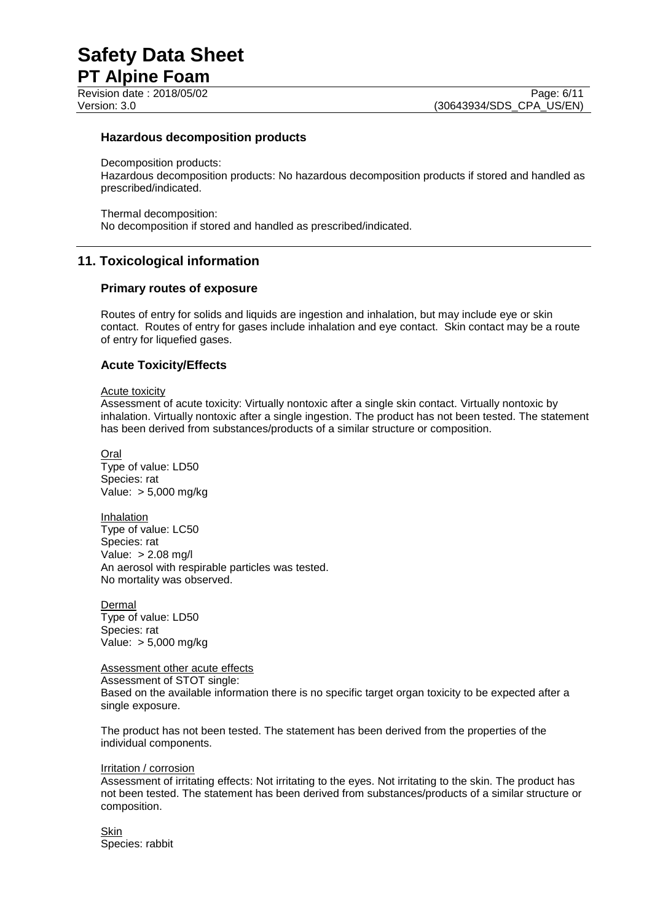### Hazardous decomposition products

Decomposition products:
Hazardous decomposition products: No hazardous decomposition products if stored and handled as prescribed/indicated.

Thermal decomposition:
No decomposition if stored and handled as prescribed/indicated.

## 11. Toxicological information

### Primary routes of exposure

Routes of entry for solids and liquids are ingestion and inhalation, but may include eye or skin contact. Routes of entry for gases include inhalation and eye contact. Skin contact may be a route of entry for liquefied gases.

### Acute Toxicity/Effects

Acute toxicity
Assessment of acute toxicity: Virtually nontoxic after a single skin contact. Virtually nontoxic by inhalation. Virtually nontoxic after a single ingestion. The product has not been tested. The statement has been derived from substances/products of a similar structure or composition.

Oral
Type of value: LD50
Species: rat
Value: > 5,000 mg/kg

Inhalation
Type of value: LC50
Species: rat
Value: > 2.08 mg/l
An aerosol with respirable particles was tested.
No mortality was observed.

Dermal
Type of value: LD50
Species: rat
Value: > 5,000 mg/kg

Assessment other acute effects
Assessment of STOT single:
Based on the available information there is no specific target organ toxicity to be expected after a single exposure.

The product has not been tested. The statement has been derived from the properties of the individual components.

Irritation / corrosion
Assessment of irritating effects: Not irritating to the eyes. Not irritating to the skin. The product has not been tested. The statement has been derived from substances/products of a similar structure or composition.

Skin
Species: rabbit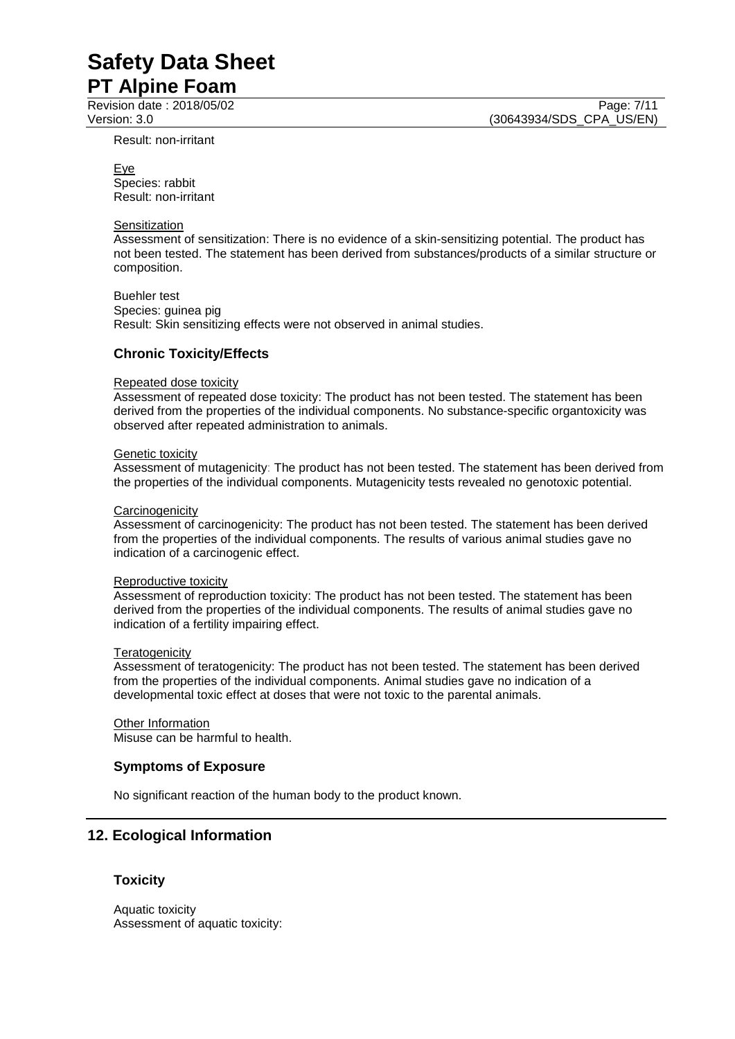Result: non-irritant

Eye
Species: rabbit
Result: non-irritant

Sensitization
Assessment of sensitization: There is no evidence of a skin-sensitizing potential. The product has not been tested. The statement has been derived from substances/products of a similar structure or composition.

Buehler test
Species: guinea pig
Result: Skin sensitizing effects were not observed in animal studies.

### Chronic Toxicity/Effects

Repeated dose toxicity
Assessment of repeated dose toxicity: The product has not been tested. The statement has been derived from the properties of the individual components. No substance-specific organtoxicity was observed after repeated administration to animals.

Genetic toxicity
Assessment of mutagenicity: The product has not been tested. The statement has been derived from the properties of the individual components. Mutagenicity tests revealed no genotoxic potential.

Carcinogenicity
Assessment of carcinogenicity: The product has not been tested. The statement has been derived from the properties of the individual components. The results of various animal studies gave no indication of a carcinogenic effect.

Reproductive toxicity
Assessment of reproduction toxicity: The product has not been tested. The statement has been derived from the properties of the individual components. The results of animal studies gave no indication of a fertility impairing effect.

Teratogenicity
Assessment of teratogenicity: The product has not been tested. The statement has been derived from the properties of the individual components. Animal studies gave no indication of a developmental toxic effect at doses that were not toxic to the parental animals.

Other Information
Misuse can be harmful to health.

### Symptoms of Exposure

No significant reaction of the human body to the product known.

## 12. Ecological Information

### Toxicity

Aquatic toxicity
Assessment of aquatic toxicity: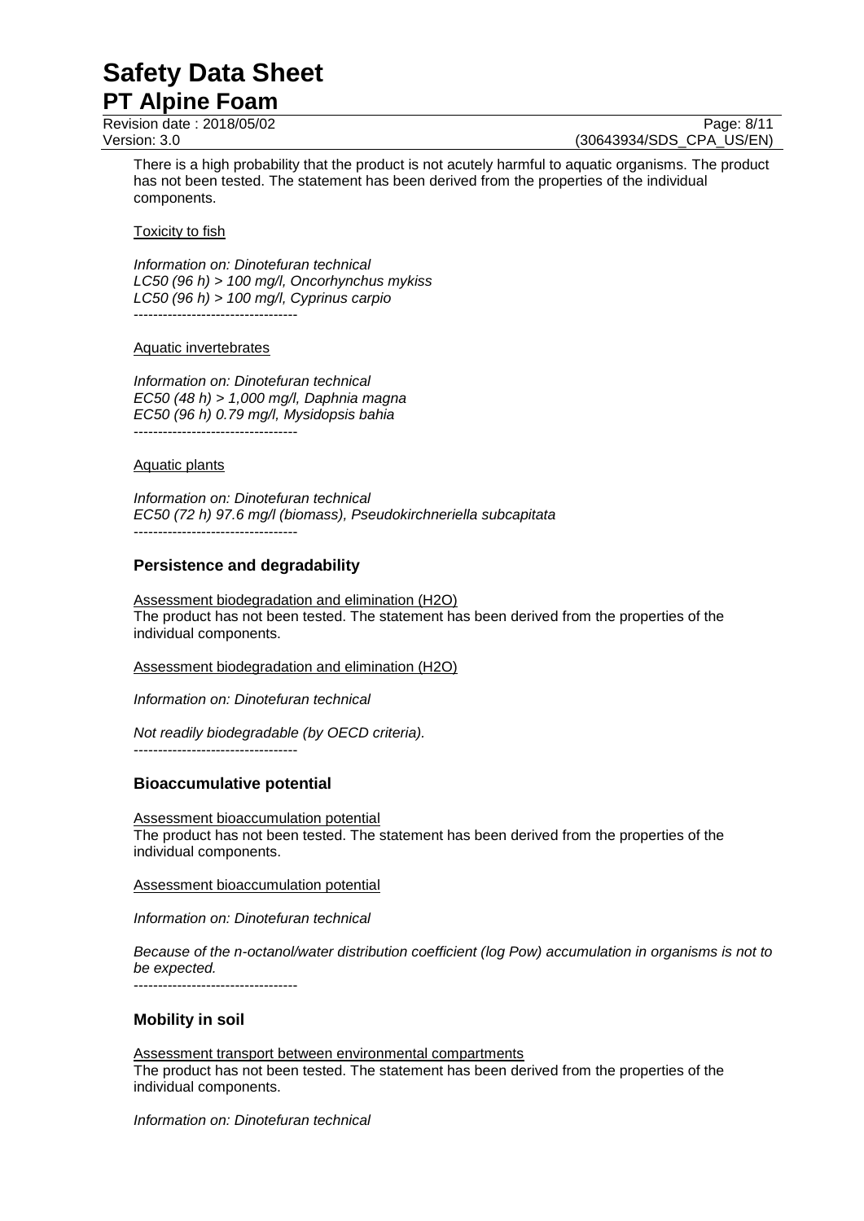There is a high probability that the product is not acutely harmful to aquatic organisms. The product has not been tested. The statement has been derived from the properties of the individual components.

Toxicity to fish

*Information on: Dinotefuran technical*
*LC50 (96 h) > 100 mg/l, Oncorhynchus mykiss*
*LC50 (96 h) > 100 mg/l, Cyprinus carpio*
----------------------------------

Aquatic invertebrates

*Information on: Dinotefuran technical*
*EC50 (48 h) > 1,000 mg/l, Daphnia magna*
*EC50 (96 h) 0.79 mg/l, Mysidopsis bahia*
----------------------------------

Aquatic plants

*Information on: Dinotefuran technical*
*EC50 (72 h) 97.6 mg/l (biomass), Pseudokirchneriella subcapitata*
----------------------------------

### Persistence and degradability

Assessment biodegradation and elimination (H2O)
The product has not been tested. The statement has been derived from the properties of the individual components.

Assessment biodegradation and elimination (H2O)

*Information on: Dinotefuran technical*

*Not readily biodegradable (by OECD criteria).*
----------------------------------

### Bioaccumulative potential

Assessment bioaccumulation potential
The product has not been tested. The statement has been derived from the properties of the individual components.

Assessment bioaccumulation potential

*Information on: Dinotefuran technical*

*Because of the n-octanol/water distribution coefficient (log Pow) accumulation in organisms is not to be expected.*
----------------------------------

### Mobility in soil

Assessment transport between environmental compartments
The product has not been tested. The statement has been derived from the properties of the individual components.

*Information on: Dinotefuran technical*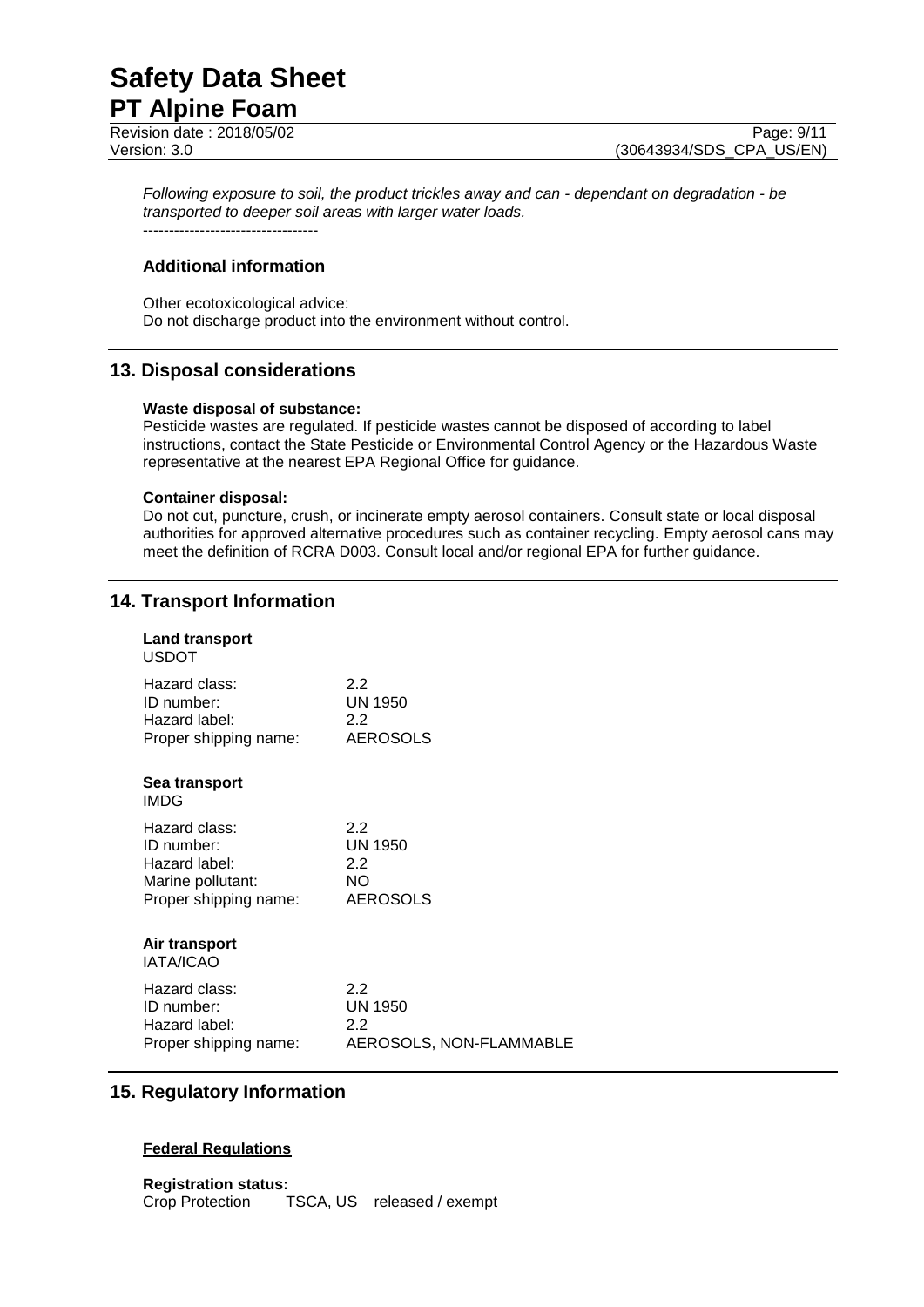*Following exposure to soil, the product trickles away and can - dependant on degradation - be transported to deeper soil areas with larger water loads.*

----------------------------------

### Additional information

Other ecotoxicological advice:
Do not discharge product into the environment without control.

## 13. Disposal considerations

**Waste disposal of substance:**
Pesticide wastes are regulated. If pesticide wastes cannot be disposed of according to label instructions, contact the State Pesticide or Environmental Control Agency or the Hazardous Waste representative at the nearest EPA Regional Office for guidance.

**Container disposal:**
Do not cut, puncture, crush, or incinerate empty aerosol containers. Consult state or local disposal authorities for approved alternative procedures such as container recycling. Empty aerosol cans may meet the definition of RCRA D003. Consult local and/or regional EPA for further guidance.

## 14. Transport Information

**Land transport**
USDOT

| | |
|---|---|
| Hazard class: | 2.2 |
| ID number: | UN 1950 |
| Hazard label: | 2.2 |
| Proper shipping name: | AEROSOLS |

**Sea transport**
IMDG

| | |
|---|---|
| Hazard class: | 2.2 |
| ID number: | UN 1950 |
| Hazard label: | 2.2 |
| Marine pollutant: | NO |
| Proper shipping name: | AEROSOLS |

**Air transport**
IATA/ICAO

| | |
|---|---|
| Hazard class: | 2.2 |
| ID number: | UN 1950 |
| Hazard label: | 2.2 |
| Proper shipping name: | AEROSOLS, NON-FLAMMABLE |

## 15. Regulatory Information

**Federal Regulations**

**Registration status:**
Crop Protection TSCA, US released / exempt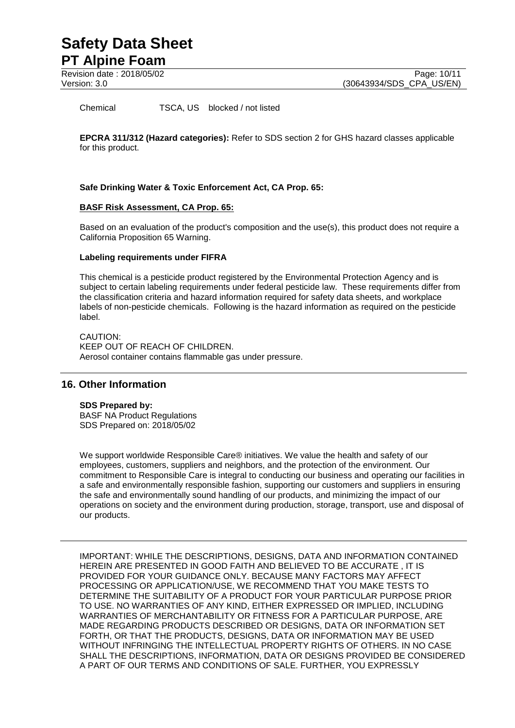Chemical TSCA, US blocked / not listed

**EPCRA 311/312 (Hazard categories):** Refer to SDS section 2 for GHS hazard classes applicable for this product.

**Safe Drinking Water & Toxic Enforcement Act, CA Prop. 65:**

**BASF Risk Assessment, CA Prop. 65:**

Based on an evaluation of the product's composition and the use(s), this product does not require a California Proposition 65 Warning.

**Labeling requirements under FIFRA**

This chemical is a pesticide product registered by the Environmental Protection Agency and is subject to certain labeling requirements under federal pesticide law. These requirements differ from the classification criteria and hazard information required for safety data sheets, and workplace labels of non-pesticide chemicals. Following is the hazard information as required on the pesticide label.

CAUTION:
KEEP OUT OF REACH OF CHILDREN.
Aerosol container contains flammable gas under pressure.

## 16. Other Information

**SDS Prepared by:**
BASF NA Product Regulations
SDS Prepared on: 2018/05/02

We support worldwide Responsible Care® initiatives. We value the health and safety of our employees, customers, suppliers and neighbors, and the protection of the environment. Our commitment to Responsible Care is integral to conducting our business and operating our facilities in a safe and environmentally responsible fashion, supporting our customers and suppliers in ensuring the safe and environmentally sound handling of our products, and minimizing the impact of our operations on society and the environment during production, storage, transport, use and disposal of our products.

IMPORTANT: WHILE THE DESCRIPTIONS, DESIGNS, DATA AND INFORMATION CONTAINED HEREIN ARE PRESENTED IN GOOD FAITH AND BELIEVED TO BE ACCURATE , IT IS PROVIDED FOR YOUR GUIDANCE ONLY. BECAUSE MANY FACTORS MAY AFFECT PROCESSING OR APPLICATION/USE, WE RECOMMEND THAT YOU MAKE TESTS TO DETERMINE THE SUITABILITY OF A PRODUCT FOR YOUR PARTICULAR PURPOSE PRIOR TO USE. NO WARRANTIES OF ANY KIND, EITHER EXPRESSED OR IMPLIED, INCLUDING WARRANTIES OF MERCHANTABILITY OR FITNESS FOR A PARTICULAR PURPOSE, ARE MADE REGARDING PRODUCTS DESCRIBED OR DESIGNS, DATA OR INFORMATION SET FORTH, OR THAT THE PRODUCTS, DESIGNS, DATA OR INFORMATION MAY BE USED WITHOUT INFRINGING THE INTELLECTUAL PROPERTY RIGHTS OF OTHERS. IN NO CASE SHALL THE DESCRIPTIONS, INFORMATION, DATA OR DESIGNS PROVIDED BE CONSIDERED A PART OF OUR TERMS AND CONDITIONS OF SALE. FURTHER, YOU EXPRESSLY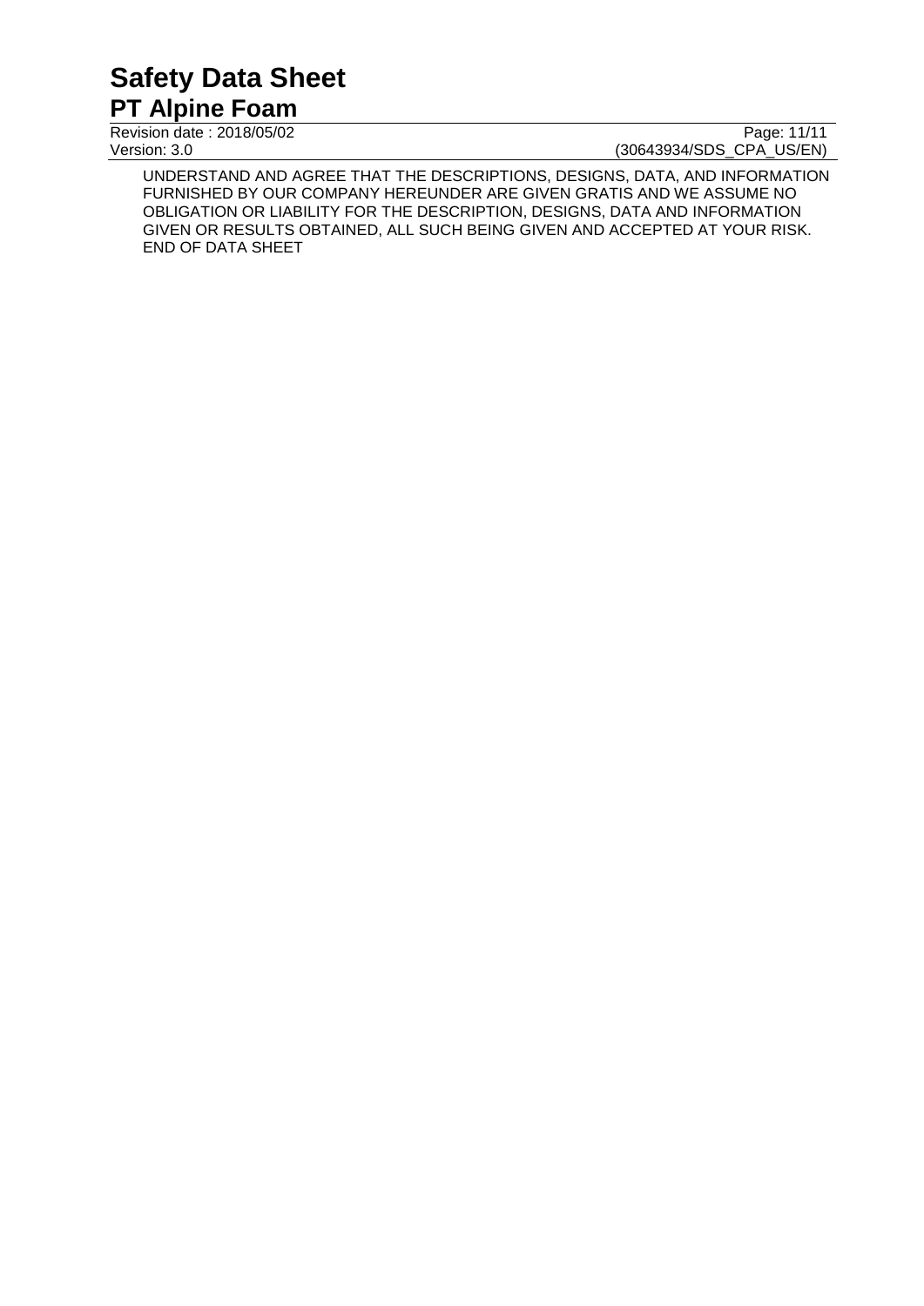UNDERSTAND AND AGREE THAT THE DESCRIPTIONS, DESIGNS, DATA, AND INFORMATION FURNISHED BY OUR COMPANY HEREUNDER ARE GIVEN GRATIS AND WE ASSUME NO OBLIGATION OR LIABILITY FOR THE DESCRIPTION, DESIGNS, DATA AND INFORMATION GIVEN OR RESULTS OBTAINED, ALL SUCH BEING GIVEN AND ACCEPTED AT YOUR RISK.
END OF DATA SHEET